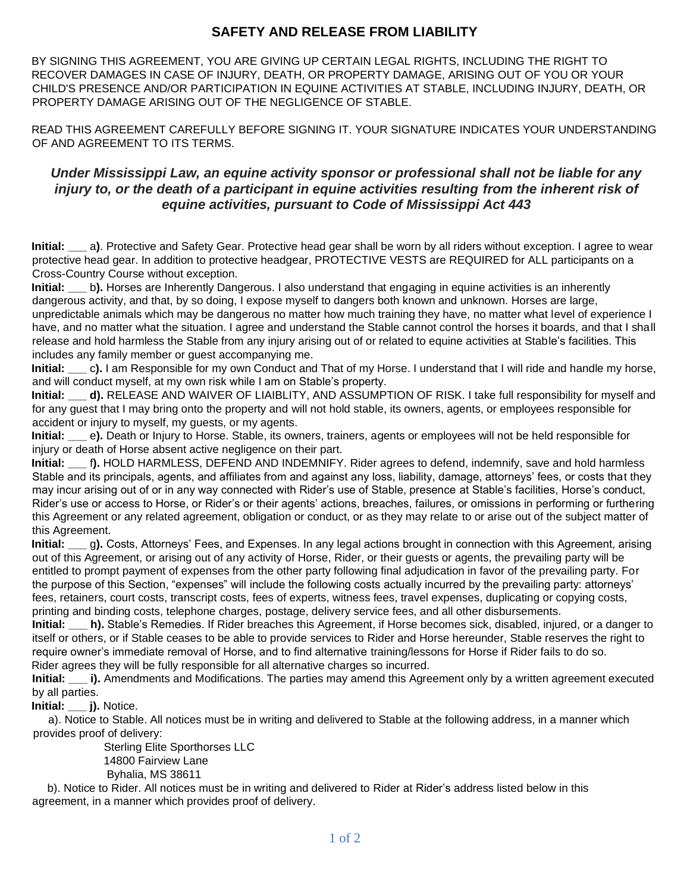## SAFETY AND RELEASE FROM LIABILITY

BY SIGNING THIS AGREEMENT, YOU ARE GIVING UP CERTAIN LEGAL RIGHTS, INCLUDING THE RIGHT TO RECOVER DAMAGES IN CASE OF INJURY, DEATH, OR PROPERTY DAMAGE, ARISING OUT OF YOU OR YOUR CHILD'S PRESENCE AND/OR PARTICIPATION IN EQUINE ACTIVITIES AT STABLE, INCLUDING INJURY, DEATH, OR PROPERTY DAMAGE ARISING OUT OF THE NEGLIGENCE OF STABLE.

READ THIS AGREEMENT CAREFULLY BEFORE SIGNING IT. YOUR SIGNATURE INDICATES YOUR UNDERSTANDING OF AND AGREEMENT TO ITS TERMS.

***Under Mississippi Law, an equine activity sponsor or professional shall not be liable for any injury to, or the death of a participant in equine activities resulting from the inherent risk of equine activities, pursuant to Code of Mississippi Act 443***

**Initial:** ___ a**)**. Protective and Safety Gear. Protective head gear shall be worn by all riders without exception. I agree to wear protective head gear. In addition to protective headgear, PROTECTIVE VESTS are REQUIRED for ALL participants on a Cross-Country Course without exception.

**Initial:** ___ b**).** Horses are Inherently Dangerous. I also understand that engaging in equine activities is an inherently dangerous activity, and that, by so doing, I expose myself to dangers both known and unknown. Horses are large, unpredictable animals which may be dangerous no matter how much training they have, no matter what level of experience I have, and no matter what the situation. I agree and understand the Stable cannot control the horses it boards, and that I shall release and hold harmless the Stable from any injury arising out of or related to equine activities at Stable's facilities. This includes any family member or guest accompanying me.

**Initial:** ___ c**).** I am Responsible for my own Conduct and That of my Horse. I understand that I will ride and handle my horse, and will conduct myself, at my own risk while I am on Stable's property.

**Initial:** ___ **d).** RELEASE AND WAIVER OF LIAIBLITY, AND ASSUMPTION OF RISK. I take full responsibility for myself and for any guest that I may bring onto the property and will not hold stable, its owners, agents, or employees responsible for accident or injury to myself, my guests, or my agents.

**Initial:** ___ e**).** Death or Injury to Horse. Stable, its owners, trainers, agents or employees will not be held responsible for injury or death of Horse absent active negligence on their part.

**Initial:** ___ f**).** HOLD HARMLESS, DEFEND AND INDEMNIFY. Rider agrees to defend, indemnify, save and hold harmless Stable and its principals, agents, and affiliates from and against any loss, liability, damage, attorneys' fees, or costs that they may incur arising out of or in any way connected with Rider's use of Stable, presence at Stable's facilities, Horse's conduct, Rider's use or access to Horse, or Rider's or their agents' actions, breaches, failures, or omissions in performing or furthering this Agreement or any related agreement, obligation or conduct, or as they may relate to or arise out of the subject matter of this Agreement.

**Initial:** ___ g**).** Costs, Attorneys' Fees, and Expenses. In any legal actions brought in connection with this Agreement, arising out of this Agreement, or arising out of any activity of Horse, Rider, or their guests or agents, the prevailing party will be entitled to prompt payment of expenses from the other party following final adjudication in favor of the prevailing party. For the purpose of this Section, "expenses" will include the following costs actually incurred by the prevailing party: attorneys' fees, retainers, court costs, transcript costs, fees of experts, witness fees, travel expenses, duplicating or copying costs, printing and binding costs, telephone charges, postage, delivery service fees, and all other disbursements.

**Initial:** ___ **h).** Stable's Remedies. If Rider breaches this Agreement, if Horse becomes sick, disabled, injured, or a danger to itself or others, or if Stable ceases to be able to provide services to Rider and Horse hereunder, Stable reserves the right to require owner's immediate removal of Horse, and to find alternative training/lessons for Horse if Rider fails to do so. Rider agrees they will be fully responsible for all alternative charges so incurred.

**Initial:** ___ **i).** Amendments and Modifications. The parties may amend this Agreement only by a written agreement executed by all parties.

**Initial:** ___ **j).** Notice.

a). Notice to Stable. All notices must be in writing and delivered to Stable at the following address, in a manner which provides proof of delivery:

Sterling Elite Sporthorses LLC
14800 Fairview Lane
Byhalia, MS 38611

b). Notice to Rider. All notices must be in writing and delivered to Rider at Rider's address listed below in this agreement, in a manner which provides proof of delivery.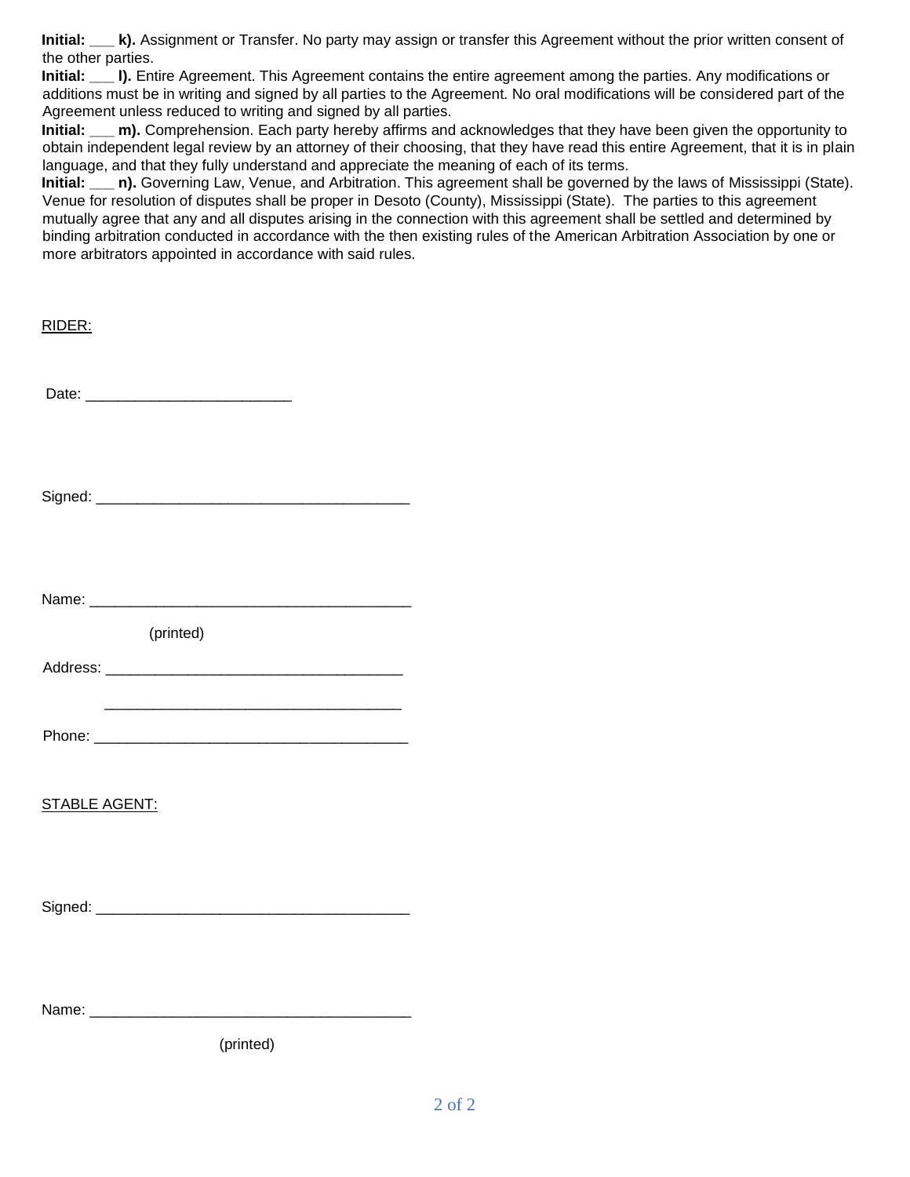**Initial: ___ k).** Assignment or Transfer. No party may assign or transfer this Agreement without the prior written consent of the other parties.

**Initial: ___ l).** Entire Agreement. This Agreement contains the entire agreement among the parties. Any modifications or additions must be in writing and signed by all parties to the Agreement. No oral modifications will be considered part of the Agreement unless reduced to writing and signed by all parties.

**Initial: ___ m).** Comprehension. Each party hereby affirms and acknowledges that they have been given the opportunity to obtain independent legal review by an attorney of their choosing, that they have read this entire Agreement, that it is in plain language, and that they fully understand and appreciate the meaning of each of its terms.

**Initial: ___ n).** Governing Law, Venue, and Arbitration. This agreement shall be governed by the laws of Mississippi (State). Venue for resolution of disputes shall be proper in Desoto (County), Mississippi (State). The parties to this agreement mutually agree that any and all disputes arising in the connection with this agreement shall be settled and determined by binding arbitration conducted in accordance with the then existing rules of the American Arbitration Association by one or more arbitrators appointed in accordance with said rules.

<u>RIDER:</u>

Date: ________________________

Signed: ____________________________________

Name: _____________________________________
(printed)

Address: __________________________________
__________________________________

Phone: ____________________________________

<u>STABLE AGENT:</u>

Signed: ____________________________________

Name: _____________________________________
(printed)